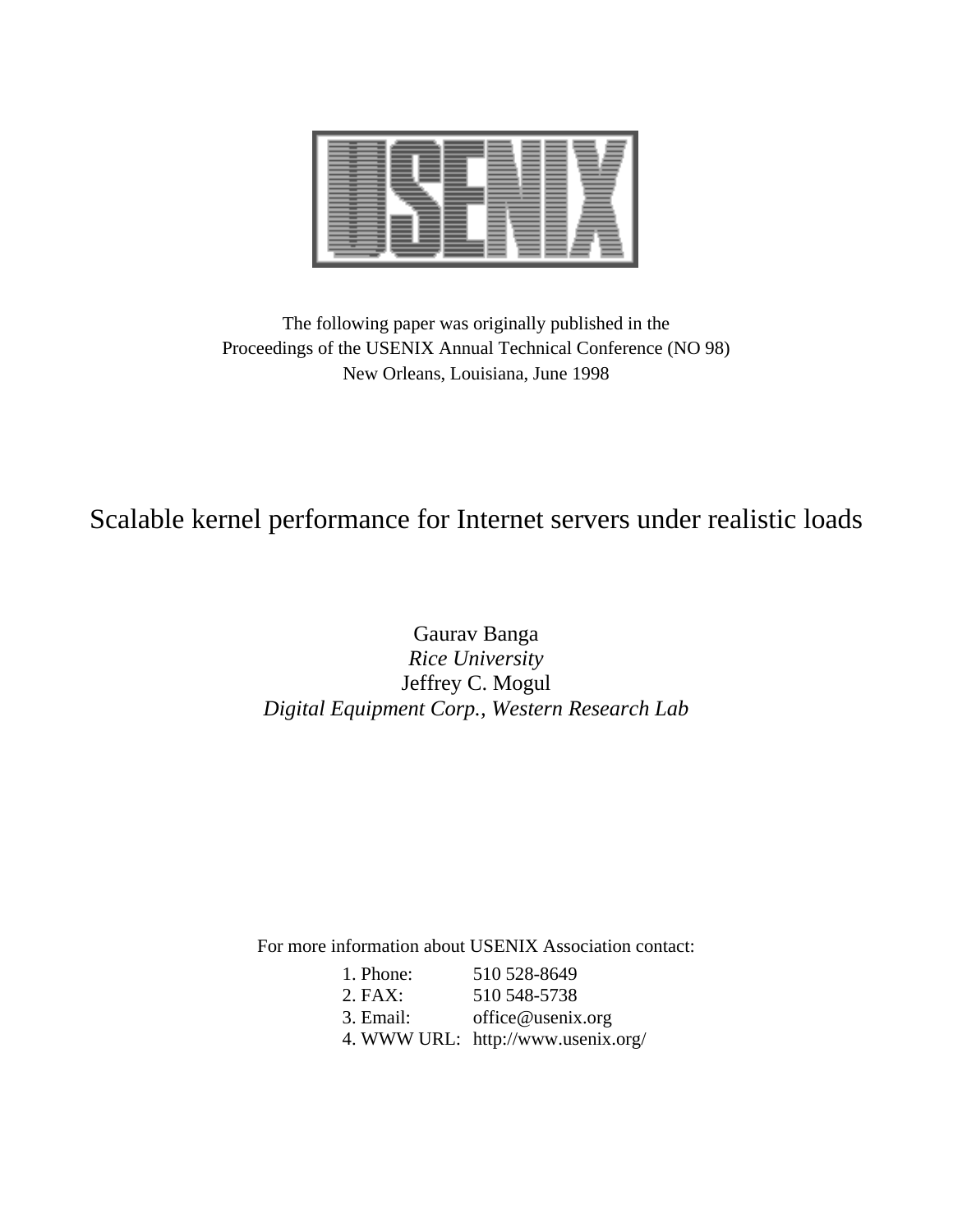The following paper was originally published in the
Proceedings of the USENIX Annual Technical Conference (NO 98)
New Orleans, Louisiana, June 1998

# Scalable kernel performance for Internet servers under realistic loads

Gaurav Banga
*Rice University*
Jeffrey C. Mogul
*Digital Equipment Corp., Western Research Lab*

For more information about USENIX Association contact:

1. Phone: 510 528-8649
2. FAX: 510 548-5738
3. Email: office@usenix.org
4. WWW URL: http://www.usenix.org/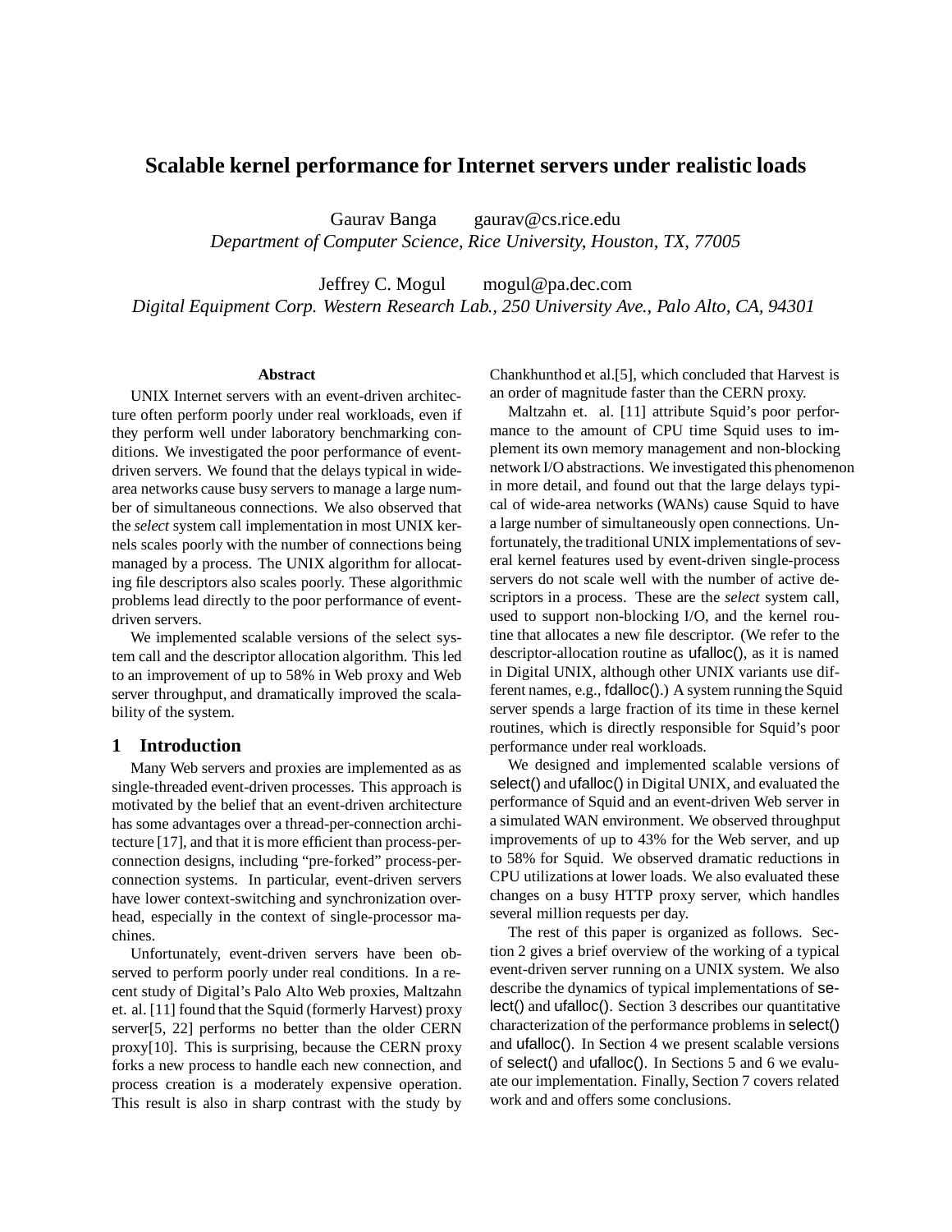# Scalable kernel performance for Internet servers under realistic loads

Gaurav Banga    gaurav@cs.rice.edu
*Department of Computer Science, Rice University, Houston, TX, 77005*

Jeffrey C. Mogul    mogul@pa.dec.com
*Digital Equipment Corp. Western Research Lab., 250 University Ave., Palo Alto, CA, 94301*

### Abstract

UNIX Internet servers with an event-driven architecture often perform poorly under real workloads, even if they perform well under laboratory benchmarking conditions. We investigated the poor performance of event-driven servers. We found that the delays typical in wide-area networks cause busy servers to manage a large number of simultaneous connections. We also observed that the *select* system call implementation in most UNIX kernels scales poorly with the number of connections being managed by a process. The UNIX algorithm for allocating file descriptors also scales poorly. These algorithmic problems lead directly to the poor performance of event-driven servers.

We implemented scalable versions of the select system call and the descriptor allocation algorithm. This led to an improvement of up to 58% in Web proxy and Web server throughput, and dramatically improved the scalability of the system.

## 1 Introduction

Many Web servers and proxies are implemented as as single-threaded event-driven processes. This approach is motivated by the belief that an event-driven architecture has some advantages over a thread-per-connection architecture [17], and that it is more efficient than process-per-connection designs, including "pre-forked" process-per-connection systems. In particular, event-driven servers have lower context-switching and synchronization overhead, especially in the context of single-processor machines.

Unfortunately, event-driven servers have been observed to perform poorly under real conditions. In a recent study of Digital's Palo Alto Web proxies, Maltzahn et. al. [11] found that the Squid (formerly Harvest) proxy server[5, 22] performs no better than the older CERN proxy[10]. This is surprising, because the CERN proxy forks a new process to handle each new connection, and process creation is a moderately expensive operation. This result is also in sharp contrast with the study by Chankhunthod et al.[5], which concluded that Harvest is an order of magnitude faster than the CERN proxy.

Maltzahn et. al. [11] attribute Squid's poor performance to the amount of CPU time Squid uses to implement its own memory management and non-blocking network I/O abstractions. We investigated this phenomenon in more detail, and found out that the large delays typical of wide-area networks (WANs) cause Squid to have a large number of simultaneously open connections. Unfortunately, the traditional UNIX implementations of several kernel features used by event-driven single-process servers do not scale well with the number of active descriptors in a process. These are the *select* system call, used to support non-blocking I/O, and the kernel routine that allocates a new file descriptor. (We refer to the descriptor-allocation routine as ufalloc(), as it is named in Digital UNIX, although other UNIX variants use different names, e.g., fdalloc().) A system running the Squid server spends a large fraction of its time in these kernel routines, which is directly responsible for Squid's poor performance under real workloads.

We designed and implemented scalable versions of select() and ufalloc() in Digital UNIX, and evaluated the performance of Squid and an event-driven Web server in a simulated WAN environment. We observed throughput improvements of up to 43% for the Web server, and up to 58% for Squid. We observed dramatic reductions in CPU utilizations at lower loads. We also evaluated these changes on a busy HTTP proxy server, which handles several million requests per day.

The rest of this paper is organized as follows. Section 2 gives a brief overview of the working of a typical event-driven server running on a UNIX system. We also describe the dynamics of typical implementations of select() and ufalloc(). Section 3 describes our quantitative characterization of the performance problems in select() and ufalloc(). In Section 4 we present scalable versions of select() and ufalloc(). In Sections 5 and 6 we evaluate our implementation. Finally, Section 7 covers related work and and offers some conclusions.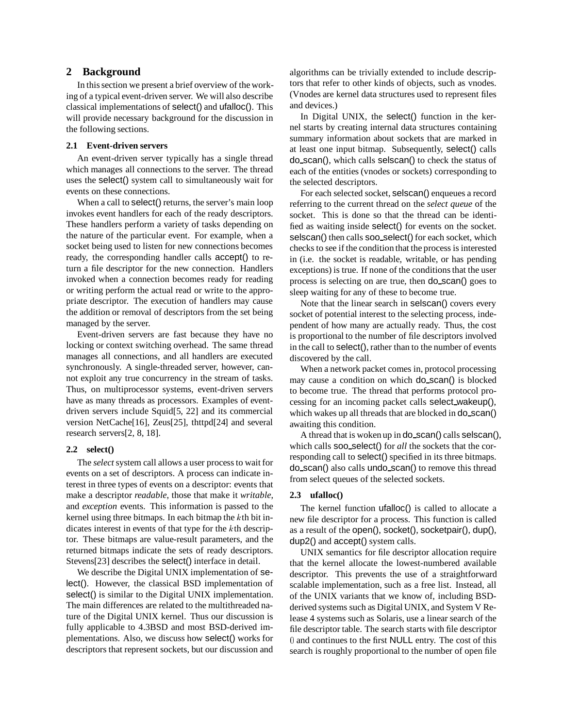## 2 Background

In this section we present a brief overview of the working of a typical event-driven server. We will also describe classical implementations of select() and ufalloc(). This will provide necessary background for the discussion in the following sections.

### 2.1 Event-driven servers

An event-driven server typically has a single thread which manages all connections to the server. The thread uses the select() system call to simultaneously wait for events on these connections.

When a call to select() returns, the server's main loop invokes event handlers for each of the ready descriptors. These handlers perform a variety of tasks depending on the nature of the particular event. For example, when a socket being used to listen for new connections becomes ready, the corresponding handler calls accept() to return a file descriptor for the new connection. Handlers invoked when a connection becomes ready for reading or writing perform the actual read or write to the appropriate descriptor. The execution of handlers may cause the addition or removal of descriptors from the set being managed by the server.

Event-driven servers are fast because they have no locking or context switching overhead. The same thread manages all connections, and all handlers are executed synchronously. A single-threaded server, however, cannot exploit any true concurrency in the stream of tasks. Thus, on multiprocessor systems, event-driven servers have as many threads as processors. Examples of event-driven servers include Squid[5, 22] and its commercial version NetCache[16], Zeus[25], thttpd[24] and several research servers[2, 8, 18].

### 2.2 select()

The *select* system call allows a user process to wait for events on a set of descriptors. A process can indicate interest in three types of events on a descriptor: events that make a descriptor *readable*, those that make it *writable*, and *exception* events. This information is passed to the kernel using three bitmaps. In each bitmap the $k$th bit indicates interest in events of that type for the $k$th descriptor. These bitmaps are value-result parameters, and the returned bitmaps indicate the sets of ready descriptors. Stevens[23] describes the select() interface in detail.

We describe the Digital UNIX implementation of select(). However, the classical BSD implementation of select() is similar to the Digital UNIX implementation. The main differences are related to the multithreaded nature of the Digital UNIX kernel. Thus our discussion is fully applicable to 4.3BSD and most BSD-derived implementations. Also, we discuss how select() works for descriptors that represent sockets, but our discussion and algorithms can be trivially extended to include descriptors that refer to other kinds of objects, such as vnodes. (Vnodes are kernel data structures used to represent files and devices.)

In Digital UNIX, the select() function in the kernel starts by creating internal data structures containing summary information about sockets that are marked in at least one input bitmap. Subsequently, select() calls do_scan(), which calls selscan() to check the status of each of the entities (vnodes or sockets) corresponding to the selected descriptors.

For each selected socket, selscan() enqueues a record referring to the current thread on the *select queue* of the socket. This is done so that the thread can be identified as waiting inside select() for events on the socket. selscan() then calls soo_select() for each socket, which checks to see if the condition that the process is interested in (i.e. the socket is readable, writable, or has pending exceptions) is true. If none of the conditions that the user process is selecting on are true, then do_scan() goes to sleep waiting for any of these to become true.

Note that the linear search in selscan() covers every socket of potential interest to the selecting process, independent of how many are actually ready. Thus, the cost is proportional to the number of file descriptors involved in the call to select(), rather than to the number of events discovered by the call.

When a network packet comes in, protocol processing may cause a condition on which do_scan() is blocked to become true. The thread that performs protocol processing for an incoming packet calls select_wakeup(), which wakes up all threads that are blocked in do_scan() awaiting this condition.

A thread that is woken up in do_scan() calls selscan(), which calls soo_select() for *all* the sockets that the corresponding call to select() specified in its three bitmaps. do_scan() also calls undo_scan() to remove this thread from select queues of the selected sockets.

### 2.3 ufalloc()

The kernel function ufalloc() is called to allocate a new file descriptor for a process. This function is called as a result of the open(), socket(), socketpair(), dup(), dup2() and accept() system calls.

UNIX semantics for file descriptor allocation require that the kernel allocate the lowest-numbered available descriptor. This prevents the use of a straightforward scalable implementation, such as a free list. Instead, all of the UNIX variants that we know of, including BSD-derived systems such as Digital UNIX, and System V Release 4 systems such as Solaris, use a linear search of the file descriptor table. The search starts with file descriptor 0 and continues to the first NULL entry. The cost of this search is roughly proportional to the number of open file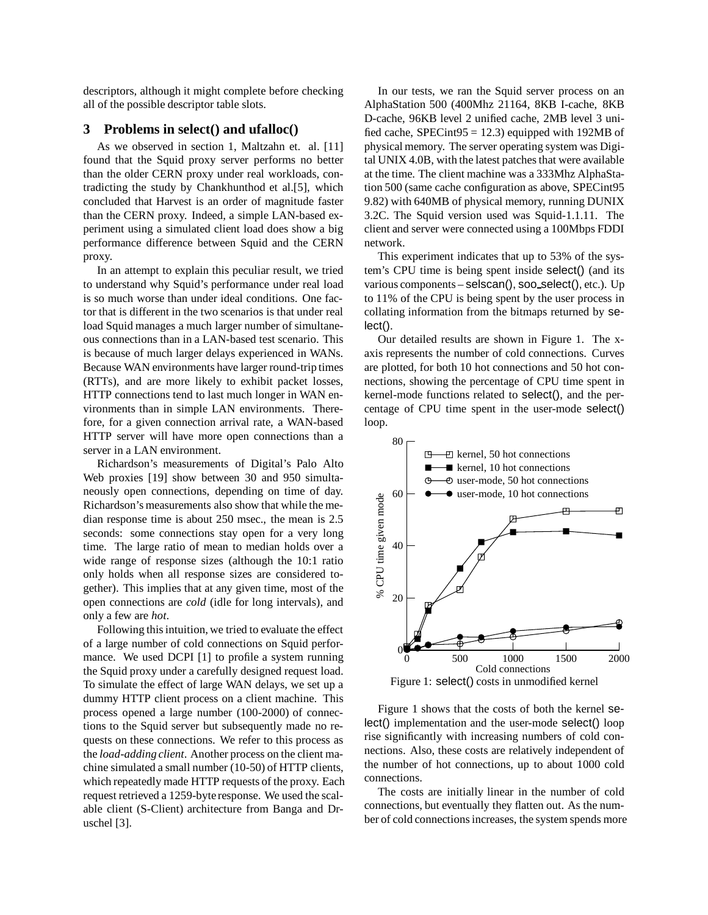descriptors, although it might complete before checking all of the possible descriptor table slots.

## 3 Problems in select() and ufalloc()

As we observed in section 1, Maltzahn et. al. [11] found that the Squid proxy server performs no better than the older CERN proxy under real workloads, contradicting the study by Chankhunthod et al.[5], which concluded that Harvest is an order of magnitude faster than the CERN proxy. Indeed, a simple LAN-based experiment using a simulated client load does show a big performance difference between Squid and the CERN proxy.

In an attempt to explain this peculiar result, we tried to understand why Squid's performance under real load is so much worse than under ideal conditions. One factor that is different in the two scenarios is that under real load Squid manages a much larger number of simultaneous connections than in a LAN-based test scenario. This is because of much larger delays experienced in WANs. Because WAN environments have larger round-trip times (RTTs), and are more likely to exhibit packet losses, HTTP connections tend to last much longer in WAN environments than in simple LAN environments. Therefore, for a given connection arrival rate, a WAN-based HTTP server will have more open connections than a server in a LAN environment.

Richardson's measurements of Digital's Palo Alto Web proxies [19] show between 30 and 950 simultaneously open connections, depending on time of day. Richardson's measurements also show that while the median response time is about 250 msec., the mean is 2.5 seconds: some connections stay open for a very long time. The large ratio of mean to median holds over a wide range of response sizes (although the 10:1 ratio only holds when all response sizes are considered together). This implies that at any given time, most of the open connections are *cold* (idle for long intervals), and only a few are *hot*.

Following this intuition, we tried to evaluate the effect of a large number of cold connections on Squid performance. We used DCPI [1] to profile a system running the Squid proxy under a carefully designed request load. To simulate the effect of large WAN delays, we set up a dummy HTTP client process on a client machine. This process opened a large number (100-2000) of connections to the Squid server but subsequently made no requests on these connections. We refer to this process as the *load-adding client*. Another process on the client machine simulated a small number (10-50) of HTTP clients, which repeatedly made HTTP requests of the proxy. Each request retrieved a 1259-byte response. We used the scalable client (S-Client) architecture from Banga and Druschel [3].

In our tests, we ran the Squid server process on an AlphaStation 500 (400Mhz 21164, 8KB I-cache, 8KB D-cache, 96KB level 2 unified cache, 2MB level 3 unified cache, SPECint95 = 12.3) equipped with 192MB of physical memory. The server operating system was Digital UNIX 4.0B, with the latest patches that were available at the time. The client machine was a 333Mhz AlphaStation 500 (same cache configuration as above, SPECint95 9.82) with 640MB of physical memory, running DUNIX 3.2C. The Squid version used was Squid-1.1.11. The client and server were connected using a 100Mbps FDDI network.

This experiment indicates that up to 53% of the system's CPU time is being spent inside select() (and its various components – selscan(), soo_select(), etc.). Up to 11% of the CPU is being spent by the user process in collating information from the bitmaps returned by select().

Our detailed results are shown in Figure 1. The x-axis represents the number of cold connections. Curves are plotted, for both 10 hot connections and 50 hot connections, showing the percentage of CPU time spent in kernel-mode functions related to select(), and the percentage of CPU time spent in the user-mode select() loop.

Figure 1: select() costs in unmodified kernel

Figure 1 shows that the costs of both the kernel select() implementation and the user-mode select() loop rise significantly with increasing numbers of cold connections. Also, these costs are relatively independent of the number of hot connections, up to about 1000 cold connections.

The costs are initially linear in the number of cold connections, but eventually they flatten out. As the number of cold connections increases, the system spends more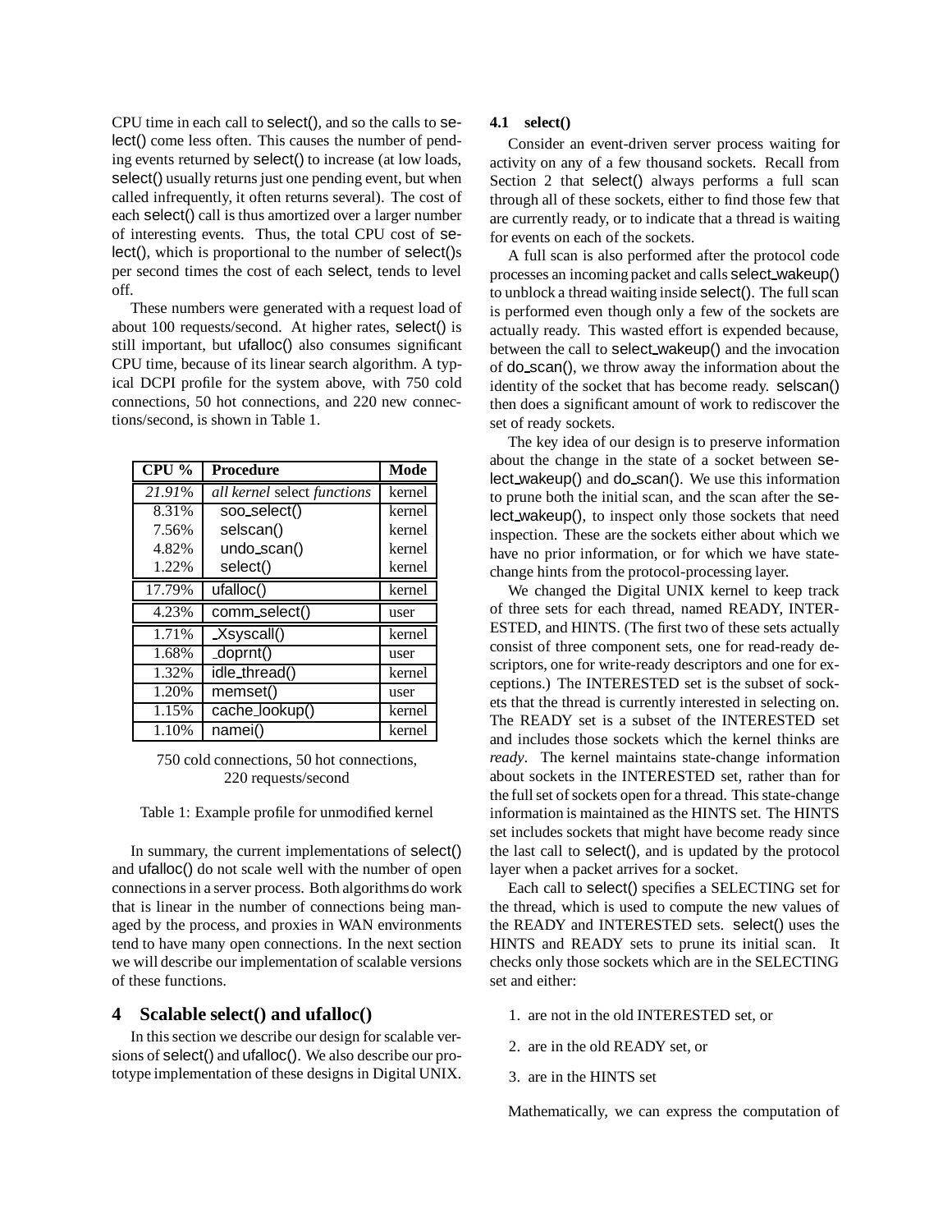CPU time in each call to select(), and so the calls to select() come less often. This causes the number of pending events returned by select() to increase (at low loads, select() usually returns just one pending event, but when called infrequently, it often returns several). The cost of each select() call is thus amortized over a larger number of interesting events. Thus, the total CPU cost of select(), which is proportional to the number of select()s per second times the cost of each select, tends to level off.

These numbers were generated with a request load of about 100 requests/second. At higher rates, select() is still important, but ufalloc() also consumes significant CPU time, because of its linear search algorithm. A typical DCPI profile for the system above, with 750 cold connections, 50 hot connections, and 220 new connections/second, is shown in Table 1.

| CPU % | Procedure | Mode |
|---|---|---|
| *21.91%* | *all kernel* select *functions* | kernel |
| 8.31% | soo_select() | kernel |
| 7.56% | selscan() | kernel |
| 4.82% | undo_scan() | kernel |
| 1.22% | select() | kernel |
| 17.79% | ufalloc() | kernel |
| 4.23% | comm_select() | user |
| 1.71% | _Xsyscall() | kernel |
| 1.68% | _doprnt() | user |
| 1.32% | idle_thread() | kernel |
| 1.20% | memset() | user |
| 1.15% | cache_lookup() | kernel |
| 1.10% | namei() | kernel |

750 cold connections, 50 hot connections, 220 requests/second

Table 1: Example profile for unmodified kernel

In summary, the current implementations of select() and ufalloc() do not scale well with the number of open connections in a server process. Both algorithms do work that is linear in the number of connections being managed by the process, and proxies in WAN environments tend to have many open connections. In the next section we will describe our implementation of scalable versions of these functions.

## 4 Scalable select() and ufalloc()

In this section we describe our design for scalable versions of select() and ufalloc(). We also describe our prototype implementation of these designs in Digital UNIX.

### 4.1 select()

Consider an event-driven server process waiting for activity on any of a few thousand sockets. Recall from Section 2 that select() always performs a full scan through all of these sockets, either to find those few that are currently ready, or to indicate that a thread is waiting for events on each of the sockets.

A full scan is also performed after the protocol code processes an incoming packet and calls select_wakeup() to unblock a thread waiting inside select(). The full scan is performed even though only a few of the sockets are actually ready. This wasted effort is expended because, between the call to select_wakeup() and the invocation of do_scan(), we throw away the information about the identity of the socket that has become ready. selscan() then does a significant amount of work to rediscover the set of ready sockets.

The key idea of our design is to preserve information about the change in the state of a socket between select_wakeup() and do_scan(). We use this information to prune both the initial scan, and the scan after the select_wakeup(), to inspect only those sockets that need inspection. These are the sockets either about which we have no prior information, or for which we have state-change hints from the protocol-processing layer.

We changed the Digital UNIX kernel to keep track of three sets for each thread, named READY, INTERESTED, and HINTS. (The first two of these sets actually consist of three component sets, one for read-ready descriptors, one for write-ready descriptors and one for exceptions.) The INTERESTED set is the subset of sockets that the thread is currently interested in selecting on. The READY set is a subset of the INTERESTED set and includes those sockets which the kernel thinks are *ready*. The kernel maintains state-change information about sockets in the INTERESTED set, rather than for the full set of sockets open for a thread. This state-change information is maintained as the HINTS set. The HINTS set includes sockets that might have become ready since the last call to select(), and is updated by the protocol layer when a packet arrives for a socket.

Each call to select() specifies a SELECTING set for the thread, which is used to compute the new values of the READY and INTERESTED sets. select() uses the HINTS and READY sets to prune its initial scan. It checks only those sockets which are in the SELECTING set and either:

1. are not in the old INTERESTED set, or
2. are in the old READY set, or
3. are in the HINTS set

Mathematically, we can express the computation of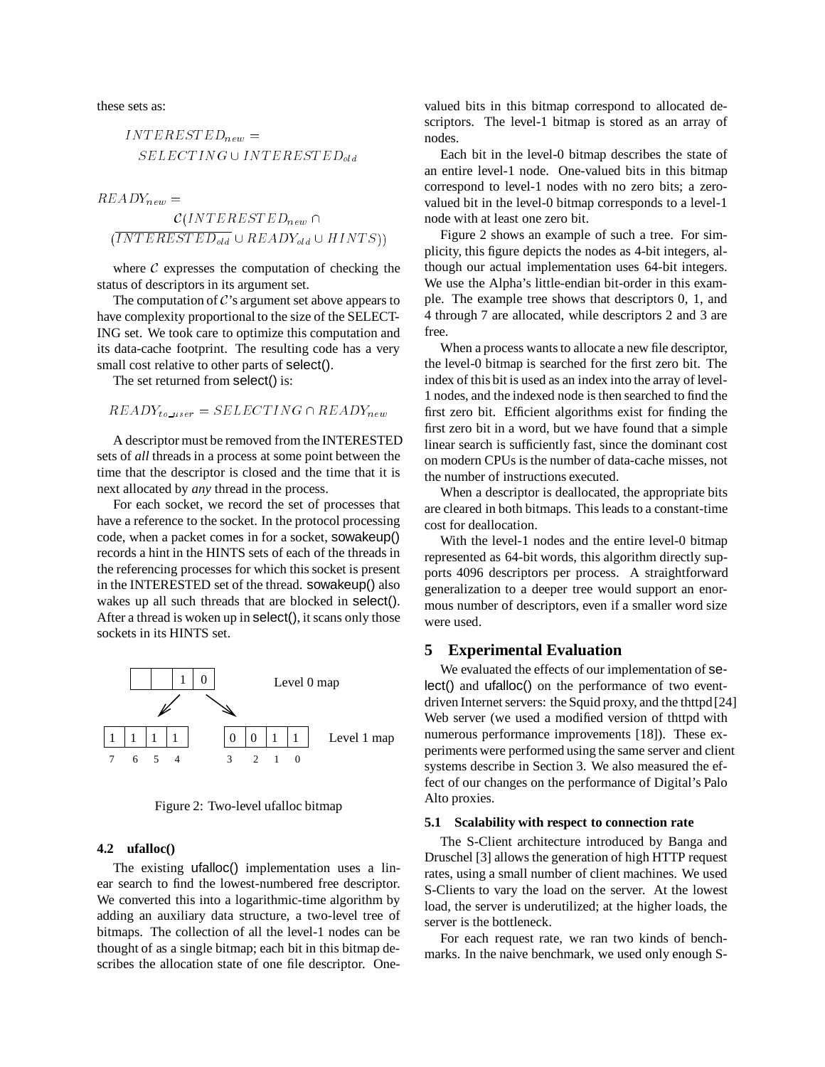these sets as:

$$INTERESTED_{new} = SELECTING \cup INTERESTED_{old}$$

$$READY_{new} = \mathcal{C}(INTERESTED_{new} \cap (\overline{INTERESTED_{old}} \cup READY_{old} \cup HINTS))$$

where $\mathcal{C}$ expresses the computation of checking the status of descriptors in its argument set.

The computation of $\mathcal{C}$'s argument set above appears to have complexity proportional to the size of the SELECTING set. We took care to optimize this computation and its data-cache footprint. The resulting code has a very small cost relative to other parts of select().

The set returned from select() is:

$$READY_{to\_user} = SELECTING \cap READY_{new}$$

A descriptor must be removed from the INTERESTED sets of *all* threads in a process at some point between the time that the descriptor is closed and the time that it is next allocated by *any* thread in the process.

For each socket, we record the set of processes that have a reference to the socket. In the protocol processing code, when a packet comes in for a socket, sowakeup() records a hint in the HINTS sets of each of the threads in the referencing processes for which this socket is present in the INTERESTED set of the thread. sowakeup() also wakes up all such threads that are blocked in select(). After a thread is woken up in select(), it scans only those sockets in its HINTS set.

| | | 1 | 0 | Level 0 map |
|---|---|---|---|---|

| 1 | 1 | 1 | 1 | | 0 | 0 | 1 | 1 | Level 1 map |
|---|---|---|---|---|---|---|---|---|---|
| 7 | 6 | 5 | 4 | | 3 | 2 | 1 | 0 | |

Figure 2: Two-level ufalloc bitmap

### 4.2 ufalloc()

The existing ufalloc() implementation uses a linear search to find the lowest-numbered free descriptor. We converted this into a logarithmic-time algorithm by adding an auxiliary data structure, a two-level tree of bitmaps. The collection of all the level-1 nodes can be thought of as a single bitmap; each bit in this bitmap describes the allocation state of one file descriptor. One-valued bits in this bitmap correspond to allocated descriptors. The level-1 bitmap is stored as an array of nodes.

Each bit in the level-0 bitmap describes the state of an entire level-1 node. One-valued bits in this bitmap correspond to level-1 nodes with no zero bits; a zero-valued bit in the level-0 bitmap corresponds to a level-1 node with at least one zero bit.

Figure 2 shows an example of such a tree. For simplicity, this figure depicts the nodes as 4-bit integers, although our actual implementation uses 64-bit integers. We use the Alpha's little-endian bit-order in this example. The example tree shows that descriptors 0, 1, and 4 through 7 are allocated, while descriptors 2 and 3 are free.

When a process wants to allocate a new file descriptor, the level-0 bitmap is searched for the first zero bit. The index of this bit is used as an index into the array of level-1 nodes, and the indexed node is then searched to find the first zero bit. Efficient algorithms exist for finding the first zero bit in a word, but we have found that a simple linear search is sufficiently fast, since the dominant cost on modern CPUs is the number of data-cache misses, not the number of instructions executed.

When a descriptor is deallocated, the appropriate bits are cleared in both bitmaps. This leads to a constant-time cost for deallocation.

With the level-1 nodes and the entire level-0 bitmap represented as 64-bit words, this algorithm directly supports 4096 descriptors per process. A straightforward generalization to a deeper tree would support an enormous number of descriptors, even if a smaller word size were used.

## 5 Experimental Evaluation

We evaluated the effects of our implementation of select() and ufalloc() on the performance of two event-driven Internet servers: the Squid proxy, and the thttpd [24] Web server (we used a modified version of thttpd with numerous performance improvements [18]). These experiments were performed using the same server and client systems describe in Section 3. We also measured the effect of our changes on the performance of Digital's Palo Alto proxies.

### 5.1 Scalability with respect to connection rate

The S-Client architecture introduced by Banga and Druschel [3] allows the generation of high HTTP request rates, using a small number of client machines. We used S-Clients to vary the load on the server. At the lowest load, the server is underutilized; at the higher loads, the server is the bottleneck.

For each request rate, we ran two kinds of benchmarks. In the naive benchmark, we used only enough S-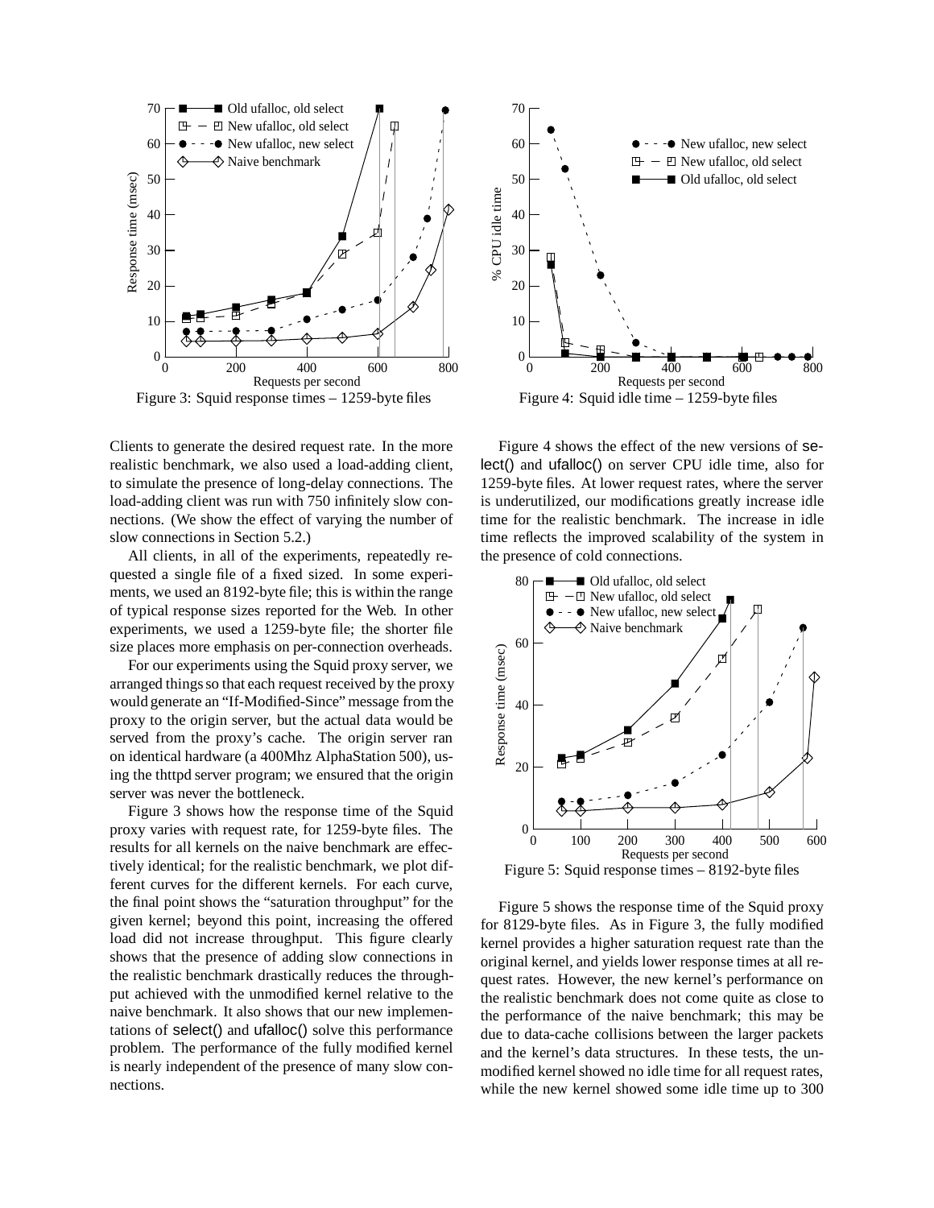Figure 3: Squid response times – 1259-byte files

Figure 4: Squid idle time – 1259-byte files

Clients to generate the desired request rate. In the more realistic benchmark, we also used a load-adding client, to simulate the presence of long-delay connections. The load-adding client was run with 750 infinitely slow connections. (We show the effect of varying the number of slow connections in Section 5.2.)

All clients, in all of the experiments, repeatedly requested a single file of a fixed sized. In some experiments, we used an 8192-byte file; this is within the range of typical response sizes reported for the Web. In other experiments, we used a 1259-byte file; the shorter file size places more emphasis on per-connection overheads.

For our experiments using the Squid proxy server, we arranged things so that each request received by the proxy would generate an "If-Modified-Since" message from the proxy to the origin server, but the actual data would be served from the proxy's cache. The origin server ran on identical hardware (a 400Mhz AlphaStation 500), using the thttpd server program; we ensured that the origin server was never the bottleneck.

Figure 3 shows how the response time of the Squid proxy varies with request rate, for 1259-byte files. The results for all kernels on the naive benchmark are effectively identical; for the realistic benchmark, we plot different curves for the different kernels. For each curve, the final point shows the "saturation throughput" for the given kernel; beyond this point, increasing the offered load did not increase throughput. This figure clearly shows that the presence of adding slow connections in the realistic benchmark drastically reduces the throughput achieved with the unmodified kernel relative to the naive benchmark. It also shows that our new implementations of select() and ufalloc() solve this performance problem. The performance of the fully modified kernel is nearly independent of the presence of many slow connections.

Figure 4 shows the effect of the new versions of select() and ufalloc() on server CPU idle time, also for 1259-byte files. At lower request rates, where the server is underutilized, our modifications greatly increase idle time for the realistic benchmark. The increase in idle time reflects the improved scalability of the system in the presence of cold connections.

Figure 5: Squid response times – 8192-byte files

Figure 5 shows the response time of the Squid proxy for 8129-byte files. As in Figure 3, the fully modified kernel provides a higher saturation request rate than the original kernel, and yields lower response times at all request rates. However, the new kernel's performance on the realistic benchmark does not come quite as close to the performance of the naive benchmark; this may be due to data-cache collisions between the larger packets and the kernel's data structures. In these tests, the unmodified kernel showed no idle time for all request rates, while the new kernel showed some idle time up to 300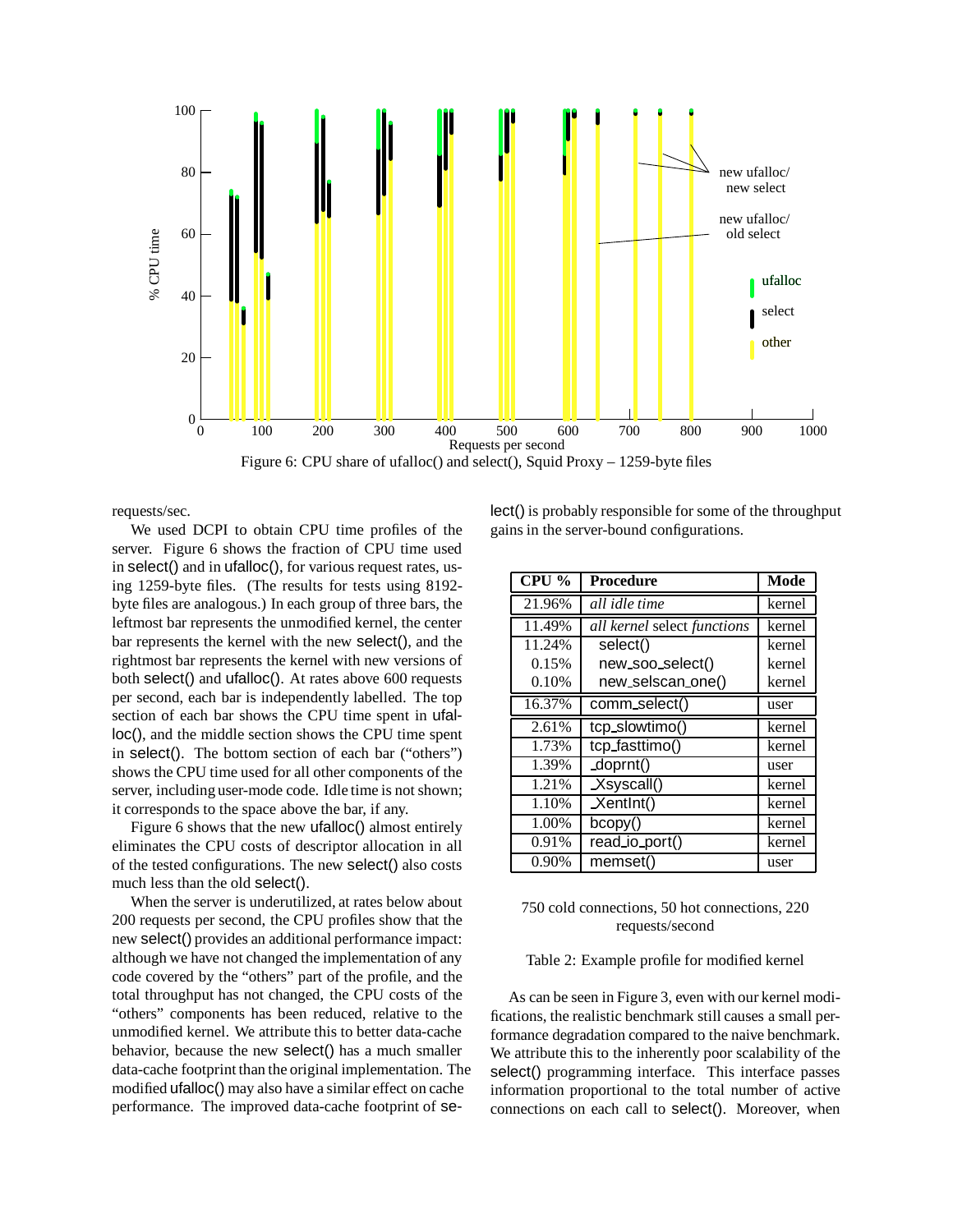Figure 6: CPU share of ufalloc() and select(), Squid Proxy – 1259-byte files

requests/sec.

We used DCPI to obtain CPU time profiles of the server. Figure 6 shows the fraction of CPU time used in select() and in ufalloc(), for various request rates, using 1259-byte files. (The results for tests using 8192-byte files are analogous.) In each group of three bars, the leftmost bar represents the unmodified kernel, the center bar represents the kernel with the new select(), and the rightmost bar represents the kernel with new versions of both select() and ufalloc(). At rates above 600 requests per second, each bar is independently labelled. The top section of each bar shows the CPU time spent in ufalloc(), and the middle section shows the CPU time spent in select(). The bottom section of each bar ("others") shows the CPU time used for all other components of the server, including user-mode code. Idle time is not shown; it corresponds to the space above the bar, if any.

Figure 6 shows that the new ufalloc() almost entirely eliminates the CPU costs of descriptor allocation in all of the tested configurations. The new select() also costs much less than the old select().

When the server is underutilized, at rates below about 200 requests per second, the CPU profiles show that the new select() provides an additional performance impact: although we have not changed the implementation of any code covered by the "others" part of the profile, and the total throughput has not changed, the CPU costs of the "others" components has been reduced, relative to the unmodified kernel. We attribute this to better data-cache behavior, because the new select() has a much smaller data-cache footprint than the original implementation. The modified ufalloc() may also have a similar effect on cache performance. The improved data-cache footprint of select() is probably responsible for some of the throughput gains in the server-bound configurations.

| CPU % | Procedure | Mode |
|---|---|---|
| 21.96% | *all idle time* | kernel |
| 11.49% | *all kernel* select *functions* | kernel |
| 11.24% | select() | kernel |
| 0.15% | new_soo_select() | kernel |
| 0.10% | new_selscan_one() | kernel |
| 16.37% | comm_select() | user |
| 2.61% | tcp_slowtimo() | kernel |
| 1.73% | tcp_fasttimo() | kernel |
| 1.39% | _doprnt() | user |
| 1.21% | _Xsyscall() | kernel |
| 1.10% | _XentInt() | kernel |
| 1.00% | bcopy() | kernel |
| 0.91% | read_io_port() | kernel |
| 0.90% | memset() | user |

750 cold connections, 50 hot connections, 220 requests/second

Table 2: Example profile for modified kernel

As can be seen in Figure 3, even with our kernel modifications, the realistic benchmark still causes a small performance degradation compared to the naive benchmark. We attribute this to the inherently poor scalability of the select() programming interface. This interface passes information proportional to the total number of active connections on each call to select(). Moreover, when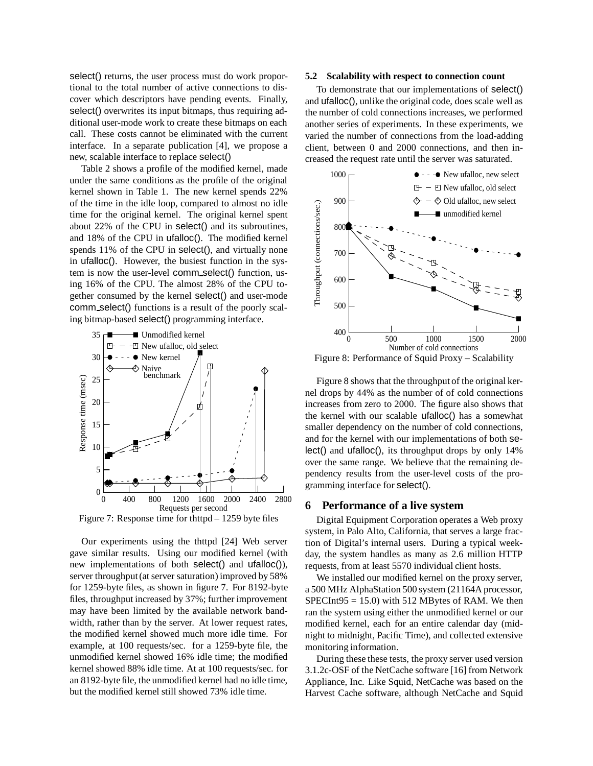select() returns, the user process must do work proportional to the total number of active connections to discover which descriptors have pending events. Finally, select() overwrites its input bitmaps, thus requiring additional user-mode work to create these bitmaps on each call. These costs cannot be eliminated with the current interface. In a separate publication [4], we propose a new, scalable interface to replace select()

Table 2 shows a profile of the modified kernel, made under the same conditions as the profile of the original kernel shown in Table 1. The new kernel spends 22% of the time in the idle loop, compared to almost no idle time for the original kernel. The original kernel spent about 22% of the CPU in select() and its subroutines, and 18% of the CPU in ufalloc(). The modified kernel spends 11% of the CPU in select(), and virtually none in ufalloc(). However, the busiest function in the system is now the user-level comm_select() function, using 16% of the CPU. The almost 28% of the CPU together consumed by the kernel select() and user-mode comm_select() functions is a result of the poorly scaling bitmap-based select() programming interface.

Figure 7: Response time for thttpd – 1259 byte files

Our experiments using the thttpd [24] Web server gave similar results. Using our modified kernel (with new implementations of both select() and ufalloc()), server throughput (at server saturation) improved by 58% for 1259-byte files, as shown in figure 7. For 8192-byte files, throughput increased by 37%; further improvement may have been limited by the available network bandwidth, rather than by the server. At lower request rates, the modified kernel showed much more idle time. For example, at 100 requests/sec. for a 1259-byte file, the unmodified kernel showed 16% idle time; the modified kernel showed 88% idle time. At at 100 requests/sec. for an 8192-byte file, the unmodified kernel had no idle time, but the modified kernel still showed 73% idle time.

### 5.2 Scalability with respect to connection count

To demonstrate that our implementations of select() and ufalloc(), unlike the original code, does scale well as the number of cold connections increases, we performed another series of experiments. In these experiments, we varied the number of connections from the load-adding client, between 0 and 2000 connections, and then increased the request rate until the server was saturated.

Figure 8: Performance of Squid Proxy – Scalability

Figure 8 shows that the throughput of the original kernel drops by 44% as the number of of cold connections increases from zero to 2000. The figure also shows that the kernel with our scalable ufalloc() has a somewhat smaller dependency on the number of cold connections, and for the kernel with our implementations of both select() and ufalloc(), its throughput drops by only 14% over the same range. We believe that the remaining dependency results from the user-level costs of the programming interface for select().

## 6 Performance of a live system

Digital Equipment Corporation operates a Web proxy system, in Palo Alto, California, that serves a large fraction of Digital's internal users. During a typical weekday, the system handles as many as 2.6 million HTTP requests, from at least 5570 individual client hosts.

We installed our modified kernel on the proxy server, a 500 MHz AlphaStation 500 system (21164A processor, SPECInt95 = 15.0) with 512 MBytes of RAM. We then ran the system using either the unmodified kernel or our modified kernel, each for an entire calendar day (midnight to midnight, Pacific Time), and collected extensive monitoring information.

During these these tests, the proxy server used version 3.1.2c-OSF of the NetCache software [16] from Network Appliance, Inc. Like Squid, NetCache was based on the Harvest Cache software, although NetCache and Squid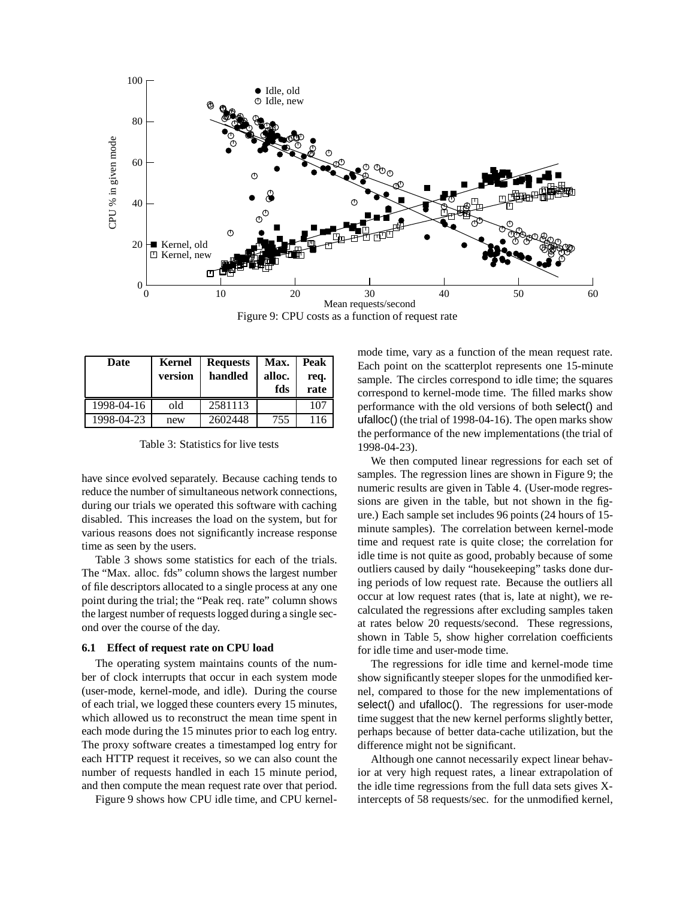Figure 9: CPU costs as a function of request rate

| Date | Kernel version | Requests handled | Max. alloc. fds | Peak req. rate |
|---|---|---|---|---|
| 1998-04-16 | old | 2581113 | | 107 |
| 1998-04-23 | new | 2602448 | 755 | 116 |

Table 3: Statistics for live tests

have since evolved separately. Because caching tends to reduce the number of simultaneous network connections, during our trials we operated this software with caching disabled. This increases the load on the system, but for various reasons does not significantly increase response time as seen by the users.

Table 3 shows some statistics for each of the trials. The "Max. alloc. fds" column shows the largest number of file descriptors allocated to a single process at any one point during the trial; the "Peak req. rate" column shows the largest number of requests logged during a single second over the course of the day.

### 6.1 Effect of request rate on CPU load

The operating system maintains counts of the number of clock interrupts that occur in each system mode (user-mode, kernel-mode, and idle). During the course of each trial, we logged these counters every 15 minutes, which allowed us to reconstruct the mean time spent in each mode during the 15 minutes prior to each log entry. The proxy software creates a timestamped log entry for each HTTP request it receives, so we can also count the number of requests handled in each 15 minute period, and then compute the mean request rate over that period.

Figure 9 shows how CPU idle time, and CPU kernel-mode time, vary as a function of the mean request rate. Each point on the scatterplot represents one 15-minute sample. The circles correspond to idle time; the squares correspond to kernel-mode time. The filled marks show performance with the old versions of both select() and ufalloc() (the trial of 1998-04-16). The open marks show the performance of the new implementations (the trial of 1998-04-23).

We then computed linear regressions for each set of samples. The regression lines are shown in Figure 9; the numeric results are given in Table 4. (User-mode regressions are given in the table, but not shown in the figure.) Each sample set includes 96 points (24 hours of 15-minute samples). The correlation between kernel-mode time and request rate is quite close; the correlation for idle time is not quite as good, probably because of some outliers caused by daily "housekeeping" tasks done during periods of low request rate. Because the outliers all occur at low request rates (that is, late at night), we recalculated the regressions after excluding samples taken at rates below 20 requests/second. These regressions, shown in Table 5, show higher correlation coefficients for idle time and user-mode time.

The regressions for idle time and kernel-mode time show significantly steeper slopes for the unmodified kernel, compared to those for the new implementations of select() and ufalloc(). The regressions for user-mode time suggest that the new kernel performs slightly better, perhaps because of better data-cache utilization, but the difference might not be significant.

Although one cannot necessarily expect linear behavior at very high request rates, a linear extrapolation of the idle time regressions from the full data sets gives X-intercepts of 58 requests/sec. for the unmodified kernel,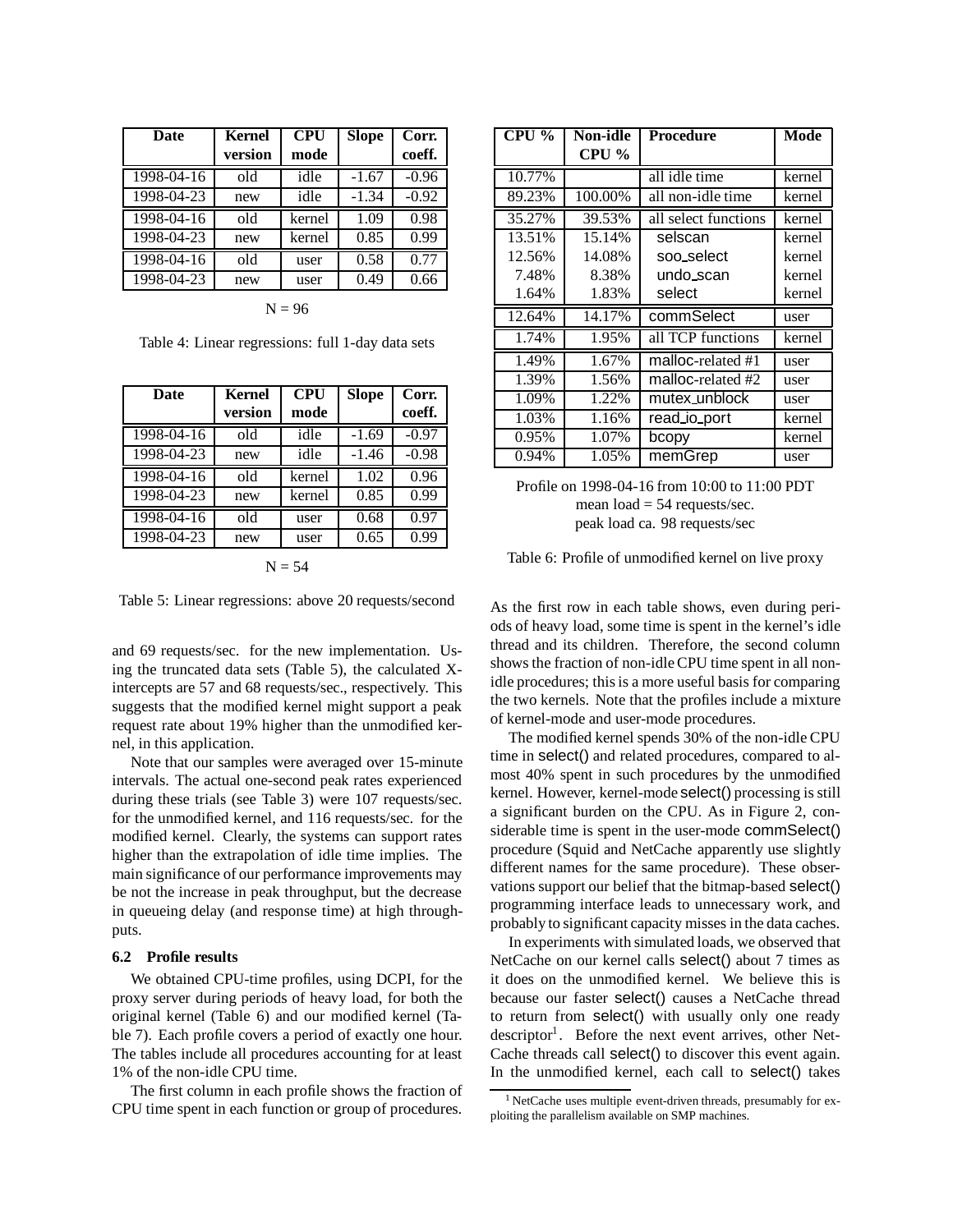| Date | Kernel version | CPU mode | Slope | Corr. coeff. |
|---|---|---|---|---|
| 1998-04-16 | old | idle | -1.67 | -0.96 |
| 1998-04-23 | new | idle | -1.34 | -0.92 |
| 1998-04-16 | old | kernel | 1.09 | 0.98 |
| 1998-04-23 | new | kernel | 0.85 | 0.99 |
| 1998-04-16 | old | user | 0.58 | 0.77 |
| 1998-04-23 | new | user | 0.49 | 0.66 |

N = 96

Table 4: Linear regressions: full 1-day data sets

| Date | Kernel version | CPU mode | Slope | Corr. coeff. |
|---|---|---|---|---|
| 1998-04-16 | old | idle | -1.69 | -0.97 |
| 1998-04-23 | new | idle | -1.46 | -0.98 |
| 1998-04-16 | old | kernel | 1.02 | 0.96 |
| 1998-04-23 | new | kernel | 0.85 | 0.99 |
| 1998-04-16 | old | user | 0.68 | 0.97 |
| 1998-04-23 | new | user | 0.65 | 0.99 |

N = 54

Table 5: Linear regressions: above 20 requests/second

and 69 requests/sec. for the new implementation. Using the truncated data sets (Table 5), the calculated X-intercepts are 57 and 68 requests/sec., respectively. This suggests that the modified kernel might support a peak request rate about 19% higher than the unmodified kernel, in this application.

Note that our samples were averaged over 15-minute intervals. The actual one-second peak rates experienced during these trials (see Table 3) were 107 requests/sec. for the unmodified kernel, and 116 requests/sec. for the modified kernel. Clearly, the systems can support rates higher than the extrapolation of idle time implies. The main significance of our performance improvements may be not the increase in peak throughput, but the decrease in queueing delay (and response time) at high throughputs.

### 6.2 Profile results

We obtained CPU-time profiles, using DCPI, for the proxy server during periods of heavy load, for both the original kernel (Table 6) and our modified kernel (Table 7). Each profile covers a period of exactly one hour. The tables include all procedures accounting for at least 1% of the non-idle CPU time.

The first column in each profile shows the fraction of CPU time spent in each function or group of procedures.

| CPU % | Non-idle CPU % | Procedure | Mode |
|---|---|---|---|
| 10.77% | | all idle time | kernel |
| 89.23% | 100.00% | all non-idle time | kernel |
| 35.27% | 39.53% | all select functions | kernel |
| 13.51% | 15.14% | selscan | kernel |
| 12.56% | 14.08% | soo_select | kernel |
| 7.48% | 8.38% | undo_scan | kernel |
| 1.64% | 1.83% | select | kernel |
| 12.64% | 14.17% | commSelect | user |
| 1.74% | 1.95% | all TCP functions | kernel |
| 1.49% | 1.67% | malloc-related #1 | user |
| 1.39% | 1.56% | malloc-related #2 | user |
| 1.09% | 1.22% | mutex_unblock | user |
| 1.03% | 1.16% | read_io_port | kernel |
| 0.95% | 1.07% | bcopy | kernel |
| 0.94% | 1.05% | memGrep | user |

Profile on 1998-04-16 from 10:00 to 11:00 PDT
mean load = 54 requests/sec.
peak load ca. 98 requests/sec

Table 6: Profile of unmodified kernel on live proxy

As the first row in each table shows, even during periods of heavy load, some time is spent in the kernel's idle thread and its children. Therefore, the second column shows the fraction of non-idle CPU time spent in all non-idle procedures; this is a more useful basis for comparing the two kernels. Note that the profiles include a mixture of kernel-mode and user-mode procedures.

The modified kernel spends 30% of the non-idle CPU time in select() and related procedures, compared to almost 40% spent in such procedures by the unmodified kernel. However, kernel-mode select() processing is still a significant burden on the CPU. As in Figure 2, considerable time is spent in the user-mode commSelect() procedure (Squid and NetCache apparently use slightly different names for the same procedure). These observations support our belief that the bitmap-based select() programming interface leads to unnecessary work, and probably to significant capacity misses in the data caches.

In experiments with simulated loads, we observed that NetCache on our kernel calls select() about 7 times as it does on the unmodified kernel. We believe this is because our faster select() causes a NetCache thread to return from select() with usually only one ready descriptor[1]. Before the next event arrives, other NetCache threads call select() to discover this event again. In the unmodified kernel, each call to select() takes

[1] NetCache uses multiple event-driven threads, presumably for exploiting the parallelism available on SMP machines.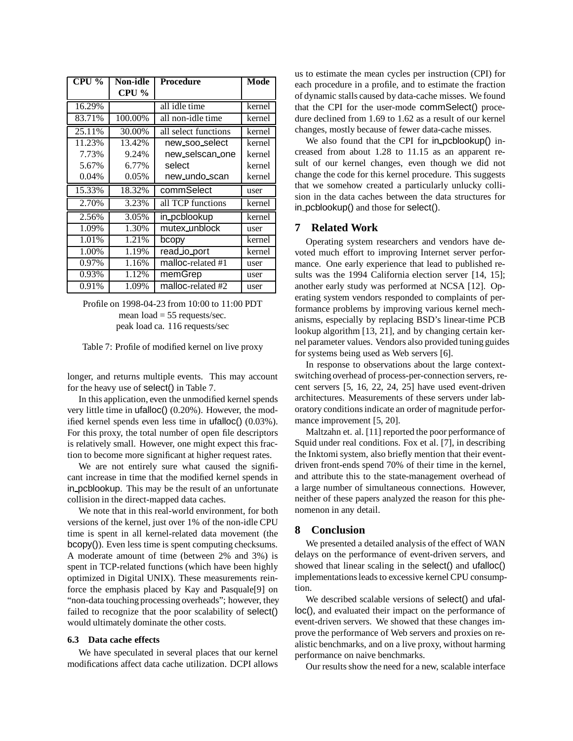| CPU % | Non-idle CPU % | Procedure | Mode |
|---|---|---|---|
| 16.29% | | all idle time | kernel |
| 83.71% | 100.00% | all non-idle time | kernel |
| 25.11% | 30.00% | all select functions | kernel |
| 11.23% | 13.42% | new_soo_select | kernel |
| 7.73% | 9.24% | new_selscan_one | kernel |
| 5.67% | 6.77% | select | kernel |
| 0.04% | 0.05% | new_undo_scan | kernel |
| 15.33% | 18.32% | commSelect | user |
| 2.70% | 3.23% | all TCP functions | kernel |
| 2.56% | 3.05% | in_pcblookup | kernel |
| 1.09% | 1.30% | mutex_unblock | user |
| 1.01% | 1.21% | bcopy | kernel |
| 1.00% | 1.19% | read_io_port | kernel |
| 0.97% | 1.16% | malloc-related #1 | user |
| 0.93% | 1.12% | memGrep | user |
| 0.91% | 1.09% | malloc-related #2 | user |

Profile on 1998-04-23 from 10:00 to 11:00 PDT
mean load = 55 requests/sec.
peak load ca. 116 requests/sec

Table 7: Profile of modified kernel on live proxy

longer, and returns multiple events. This may account for the heavy use of select() in Table 7.

In this application, even the unmodified kernel spends very little time in ufalloc() (0.20%). However, the modified kernel spends even less time in ufalloc() (0.03%). For this proxy, the total number of open file descriptors is relatively small. However, one might expect this fraction to become more significant at higher request rates.

We are not entirely sure what caused the significant increase in time that the modified kernel spends in in_pcblookup. This may be the result of an unfortunate collision in the direct-mapped data caches.

We note that in this real-world environment, for both versions of the kernel, just over 1% of the non-idle CPU time is spent in all kernel-related data movement (the bcopy()). Even less time is spent computing checksums. A moderate amount of time (between 2% and 3%) is spent in TCP-related functions (which have been highly optimized in Digital UNIX). These measurements reinforce the emphasis placed by Kay and Pasquale[9] on "non-data touching processing overheads"; however, they failed to recognize that the poor scalability of select() would ultimately dominate the other costs.

### 6.3 Data cache effects

We have speculated in several places that our kernel modifications affect data cache utilization. DCPI allows us to estimate the mean cycles per instruction (CPI) for each procedure in a profile, and to estimate the fraction of dynamic stalls caused by data-cache misses. We found that the CPI for the user-mode commSelect() procedure declined from 1.69 to 1.62 as a result of our kernel changes, mostly because of fewer data-cache misses.

We also found that the CPI for in_pcblookup() increased from about 1.28 to 11.15 as an apparent result of our kernel changes, even though we did not change the code for this kernel procedure. This suggests that we somehow created a particularly unlucky collision in the data caches between the data structures for in_pcblookup() and those for select().

## 7 Related Work

Operating system researchers and vendors have devoted much effort to improving Internet server performance. One early experience that lead to published results was the 1994 California election server [14, 15]; another early study was performed at NCSA [12]. Operating system vendors responded to complaints of performance problems by improving various kernel mechanisms, especially by replacing BSD's linear-time PCB lookup algorithm [13, 21], and by changing certain kernel parameter values. Vendors also provided tuning guides for systems being used as Web servers [6].

In response to observations about the large context-switching overhead of process-per-connection servers, recent servers [5, 16, 22, 24, 25] have used event-driven architectures. Measurements of these servers under laboratory conditions indicate an order of magnitude performance improvement [5, 20].

Maltzahn et. al. [11] reported the poor performance of Squid under real conditions. Fox et al. [7], in describing the Inktomi system, also briefly mention that their event-driven front-ends spend 70% of their time in the kernel, and attribute this to the state-management overhead of a large number of simultaneous connections. However, neither of these papers analyzed the reason for this phenomenon in any detail.

## 8 Conclusion

We presented a detailed analysis of the effect of WAN delays on the performance of event-driven servers, and showed that linear scaling in the select() and ufalloc() implementations leads to excessive kernel CPU consumption.

We described scalable versions of select() and ufalloc(), and evaluated their impact on the performance of event-driven servers. We showed that these changes improve the performance of Web servers and proxies on realistic benchmarks, and on a live proxy, without harming performance on naive benchmarks.

Our results show the need for a new, scalable interface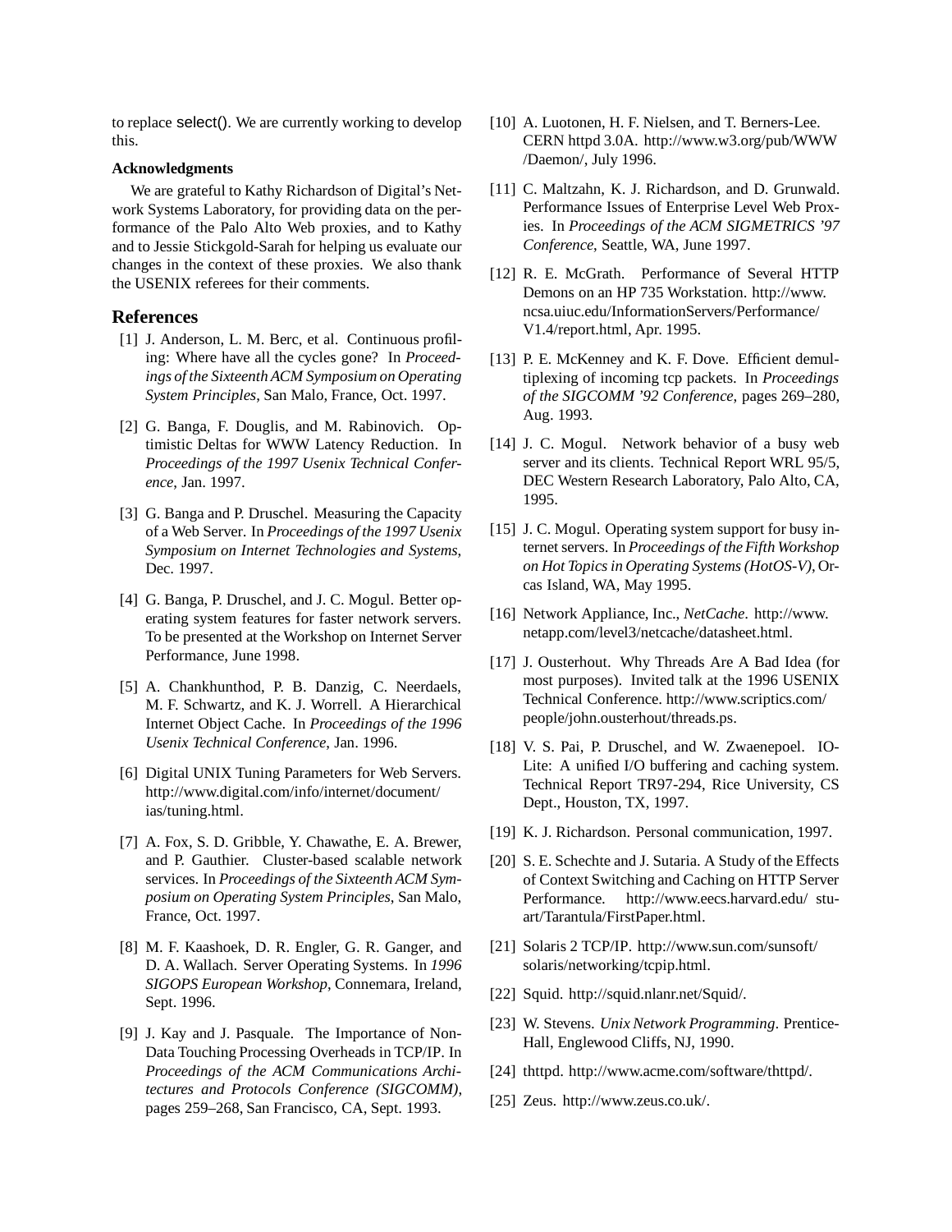to replace select(). We are currently working to develop this.

**Acknowledgments**

We are grateful to Kathy Richardson of Digital's Network Systems Laboratory, for providing data on the performance of the Palo Alto Web proxies, and to Kathy and to Jessie Stickgold-Sarah for helping us evaluate our changes in the context of these proxies. We also thank the USENIX referees for their comments.

## References

[1] J. Anderson, L. M. Berc, et al. Continuous profiling: Where have all the cycles gone? In *Proceedings of the Sixteenth ACM Symposium on Operating System Principles*, San Malo, France, Oct. 1997.

[2] G. Banga, F. Douglis, and M. Rabinovich. Optimistic Deltas for WWW Latency Reduction. In *Proceedings of the 1997 Usenix Technical Conference*, Jan. 1997.

[3] G. Banga and P. Druschel. Measuring the Capacity of a Web Server. In *Proceedings of the 1997 Usenix Symposium on Internet Technologies and Systems*, Dec. 1997.

[4] G. Banga, P. Druschel, and J. C. Mogul. Better operating system features for faster network servers. To be presented at the Workshop on Internet Server Performance, June 1998.

[5] A. Chankhunthod, P. B. Danzig, C. Neerdaels, M. F. Schwartz, and K. J. Worrell. A Hierarchical Internet Object Cache. In *Proceedings of the 1996 Usenix Technical Conference*, Jan. 1996.

[6] Digital UNIX Tuning Parameters for Web Servers. http://www.digital.com/info/internet/document/ias/tuning.html.

[7] A. Fox, S. D. Gribble, Y. Chawathe, E. A. Brewer, and P. Gauthier. Cluster-based scalable network services. In *Proceedings of the Sixteenth ACM Symposium on Operating System Principles*, San Malo, France, Oct. 1997.

[8] M. F. Kaashoek, D. R. Engler, G. R. Ganger, and D. A. Wallach. Server Operating Systems. In *1996 SIGOPS European Workshop*, Connemara, Ireland, Sept. 1996.

[9] J. Kay and J. Pasquale. The Importance of Non-Data Touching Processing Overheads in TCP/IP. In *Proceedings of the ACM Communications Architectures and Protocols Conference (SIGCOMM)*, pages 259–268, San Francisco, CA, Sept. 1993.

[10] A. Luotonen, H. F. Nielsen, and T. Berners-Lee. CERN httpd 3.0A. http://www.w3.org/pub/WWW/Daemon/, July 1996.

[11] C. Maltzahn, K. J. Richardson, and D. Grunwald. Performance Issues of Enterprise Level Web Proxies. In *Proceedings of the ACM SIGMETRICS '97 Conference*, Seattle, WA, June 1997.

[12] R. E. McGrath. Performance of Several HTTP Demons on an HP 735 Workstation. http://www.ncsa.uiuc.edu/InformationServers/Performance/V1.4/report.html, Apr. 1995.

[13] P. E. McKenney and K. F. Dove. Efficient demultiplexing of incoming tcp packets. In *Proceedings of the SIGCOMM '92 Conference*, pages 269–280, Aug. 1993.

[14] J. C. Mogul. Network behavior of a busy web server and its clients. Technical Report WRL 95/5, DEC Western Research Laboratory, Palo Alto, CA, 1995.

[15] J. C. Mogul. Operating system support for busy internet servers. In *Proceedings of the Fifth Workshop on Hot Topics in Operating Systems (HotOS-V)*, Orcas Island, WA, May 1995.

[16] Network Appliance, Inc., *NetCache*. http://www.netapp.com/level3/netcache/datasheet.html.

[17] J. Ousterhout. Why Threads Are A Bad Idea (for most purposes). Invited talk at the 1996 USENIX Technical Conference. http://www.scriptics.com/people/john.ousterhout/threads.ps.

[18] V. S. Pai, P. Druschel, and W. Zwaenepoel. IO-Lite: A unified I/O buffering and caching system. Technical Report TR97-294, Rice University, CS Dept., Houston, TX, 1997.

[19] K. J. Richardson. Personal communication, 1997.

[20] S. E. Schechte and J. Sutaria. A Study of the Effects of Context Switching and Caching on HTTP Server Performance. http://www.eecs.harvard.edu/ stuart/Tarantula/FirstPaper.html.

[21] Solaris 2 TCP/IP. http://www.sun.com/sunsoft/solaris/networking/tcpip.html.

[22] Squid. http://squid.nlanr.net/Squid/.

[23] W. Stevens. *Unix Network Programming*. Prentice-Hall, Englewood Cliffs, NJ, 1990.

[24] thttpd. http://www.acme.com/software/thttpd/.

[25] Zeus. http://www.zeus.co.uk/.